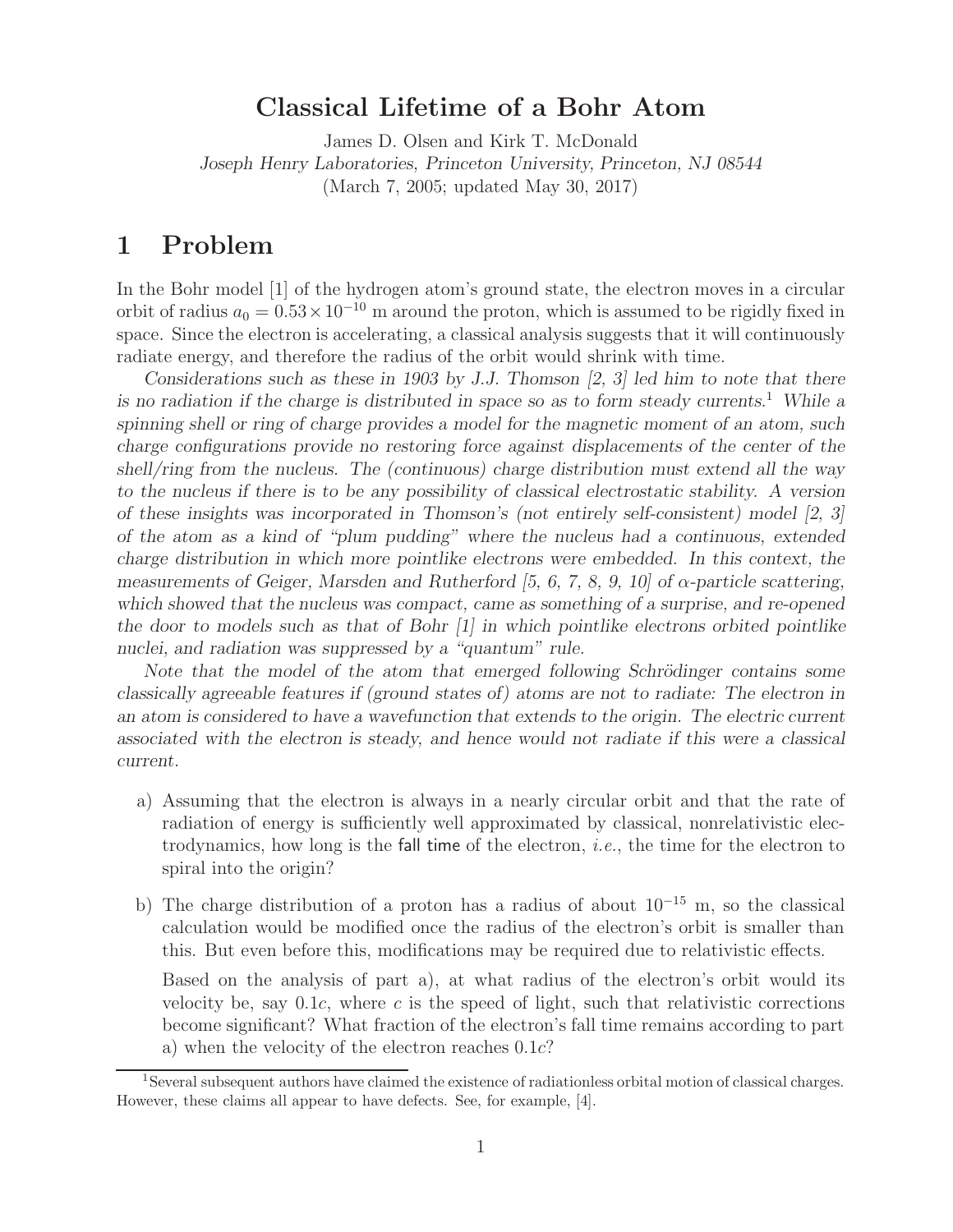# Classical Lifetime of a Bohr Atom

James D. Olsen and Kirk T. McDonald

*Joseph Henry Laboratories, Princeton University, Princeton, NJ 08544*

(March 7, 2005; updated May 30, 2017)

## 1 Problem

In the Bohr model [1] of the hydrogen atom's ground state, the electron moves in a circular orbit of radius $a_0 = 0.53 \times 10^{-10}$ m around the proton, which is assumed to be rigidly fixed in space. Since the electron is accelerating, a classical analysis suggests that it will continuously radiate energy, and therefore the radius of the orbit would shrink with time.

*Considerations such as these in 1903 by J.J. Thomson [2, 3] led him to note that there is no radiation if the charge is distributed in space so as to form steady currents.*[1] *While a spinning shell or ring of charge provides a model for the magnetic moment of an atom, such charge configurations provide no restoring force against displacements of the center of the shell/ring from the nucleus. The (continuous) charge distribution must extend all the way to the nucleus if there is to be any possibility of classical electrostatic stability. A version of these insights was incorporated in Thomson's (not entirely self-consistent) model [2, 3] of the atom as a kind of "plum pudding" where the nucleus had a continuous, extended charge distribution in which more pointlike electrons were embedded. In this context, the measurements of Geiger, Marsden and Rutherford [5, 6, 7, 8, 9, 10] of α-particle scattering, which showed that the nucleus was compact, came as something of a surprise, and re-opened the door to models such as that of Bohr [1] in which pointlike electrons orbited pointlike nuclei, and radiation was suppressed by a "quantum" rule.*

*Note that the model of the atom that emerged following Schrödinger contains some classically agreeable features if (ground states of) atoms are not to radiate: The electron in an atom is considered to have a wavefunction that extends to the origin. The electric current associated with the electron is steady, and hence would not radiate if this were a classical current.*

a) Assuming that the electron is always in a nearly circular orbit and that the rate of radiation of energy is sufficiently well approximated by classical, nonrelativistic electrodynamics, how long is the fall time of the electron, *i.e.*, the time for the electron to spiral into the origin?

b) The charge distribution of a proton has a radius of about $10^{-15}$ m, so the classical calculation would be modified once the radius of the electron's orbit is smaller than this. But even before this, modifications may be required due to relativistic effects.

   Based on the analysis of part a), at what radius of the electron's orbit would its velocity be, say $0.1c$, where $c$ is the speed of light, such that relativistic corrections become significant? What fraction of the electron's fall time remains according to part a) when the velocity of the electron reaches $0.1c$?

[1] Several subsequent authors have claimed the existence of radiationless orbital motion of classical charges. However, these claims all appear to have defects. See, for example, [4].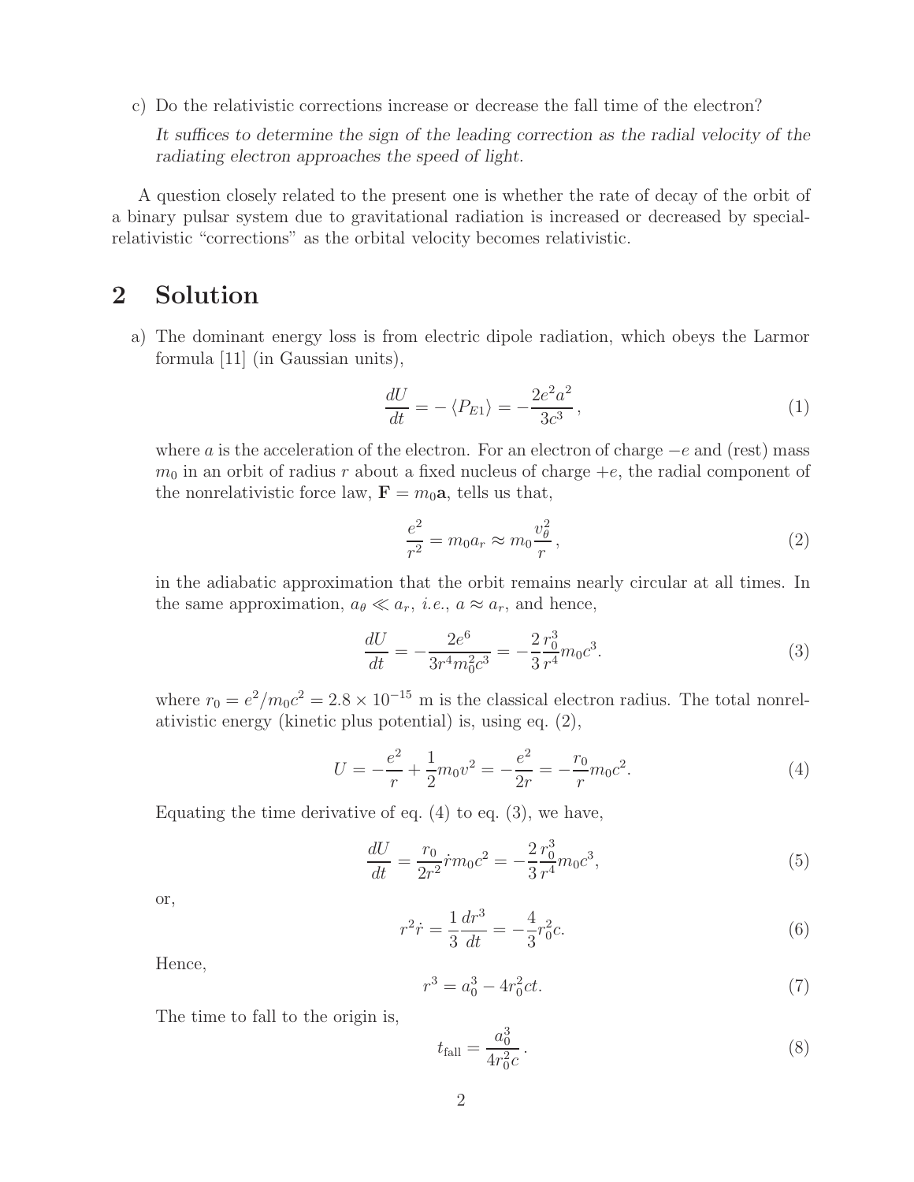c) Do the relativistic corrections increase or decrease the fall time of the electron?

   *It suffices to determine the sign of the leading correction as the radial velocity of the radiating electron approaches the speed of light.*

A question closely related to the present one is whether the rate of decay of the orbit of a binary pulsar system due to gravitational radiation is increased or decreased by special-relativistic "corrections" as the orbital velocity becomes relativistic.

## 2 Solution

a) The dominant energy loss is from electric dipole radiation, which obeys the Larmor formula [11] (in Gaussian units),

$$\frac{dU}{dt} = -\langle P_{E1} \rangle = -\frac{2e^2 a^2}{3c^3}, \tag{1}$$

where $a$ is the acceleration of the electron. For an electron of charge $-e$ and (rest) mass $m_0$ in an orbit of radius $r$ about a fixed nucleus of charge $+e$, the radial component of the nonrelativistic force law, $\mathbf{F} = m_0 \mathbf{a}$, tells us that,

$$\frac{e^2}{r^2} = m_0 a_r \approx m_0 \frac{v_\theta^2}{r}, \tag{2}$$

in the adiabatic approximation that the orbit remains nearly circular at all times. In the same approximation, $a_\theta \ll a_r$, *i.e.*, $a \approx a_r$, and hence,

$$\frac{dU}{dt} = -\frac{2e^6}{3r^4 m_0^2 c^3} = -\frac{2}{3}\frac{r_0^3}{r^4} m_0 c^3. \tag{3}$$

where $r_0 = e^2/m_0c^2 = 2.8 \times 10^{-15}$ m is the classical electron radius. The total nonrelativistic energy (kinetic plus potential) is, using eq. (2),

$$U = -\frac{e^2}{r} + \frac{1}{2} m_0 v^2 = -\frac{e^2}{2r} = -\frac{r_0}{r} m_0 c^2. \tag{4}$$

Equating the time derivative of eq. (4) to eq. (3), we have,

$$\frac{dU}{dt} = \frac{r_0}{2r^2} \dot{r} m_0 c^2 = -\frac{2}{3}\frac{r_0^3}{r^4} m_0 c^3, \tag{5}$$

or,

$$r^2 \dot{r} = \frac{1}{3}\frac{dr^3}{dt} = -\frac{4}{3} r_0^2 c. \tag{6}$$

Hence,

$$r^3 = a_0^3 - 4 r_0^2 c t. \tag{7}$$

The time to fall to the origin is,

$$t_{\text{fall}} = \frac{a_0^3}{4 r_0^2 c}. \tag{8}$$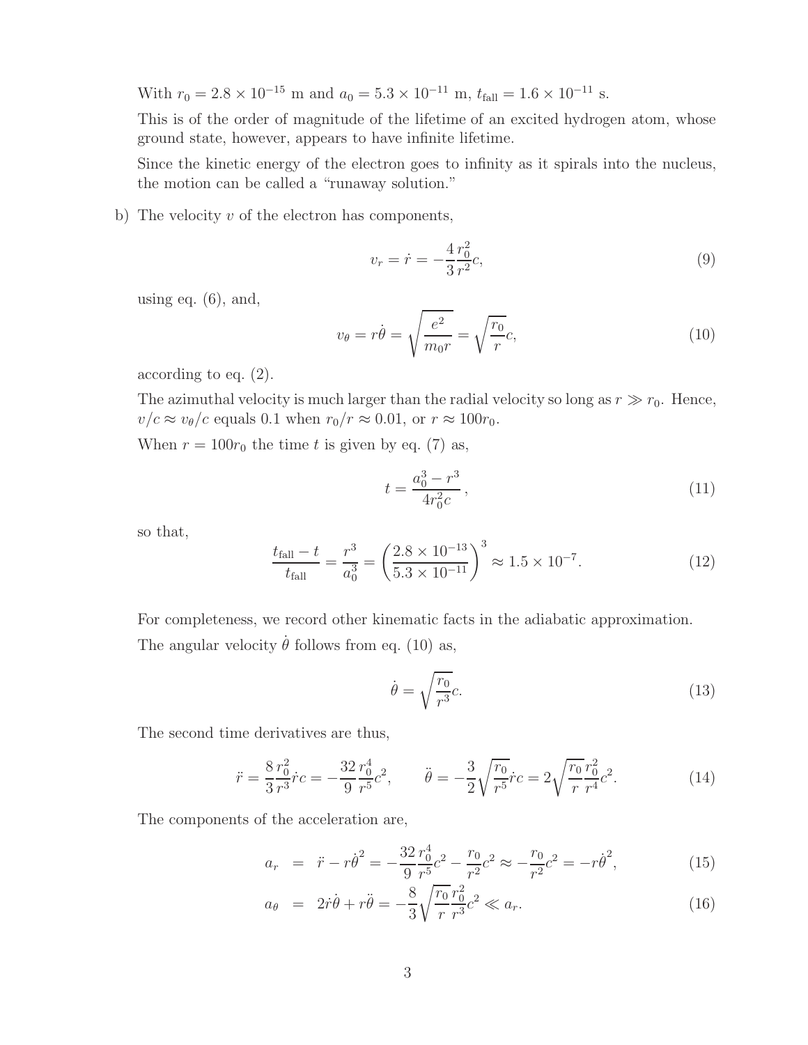With $r_0 = 2.8 \times 10^{-15}$ m and $a_0 = 5.3 \times 10^{-11}$ m, $t_{\rm fall} = 1.6 \times 10^{-11}$ s.

This is of the order of magnitude of the lifetime of an excited hydrogen atom, whose ground state, however, appears to have infinite lifetime.

Since the kinetic energy of the electron goes to infinity as it spirals into the nucleus, the motion can be called a "runaway solution."

b) The velocity $v$ of the electron has components,

$$v_r = \dot{r} = -\frac{4}{3}\frac{r_0^2}{r^2}c, \tag{9}$$

using eq. (6), and,

$$v_\theta = r\dot{\theta} = \sqrt{\frac{e^2}{m_0 r}} = \sqrt{\frac{r_0}{r}}c, \tag{10}$$

according to eq. (2).

The azimuthal velocity is much larger than the radial velocity so long as $r \gg r_0$. Hence, $v/c \approx v_\theta/c$ equals 0.1 when $r_0/r \approx 0.01$, or $r \approx 100r_0$.

When $r = 100r_0$ the time $t$ is given by eq. (7) as,

$$t = \frac{a_0^3 - r^3}{4r_0^2 c}, \tag{11}$$

so that,

$$\frac{t_{\rm fall} - t}{t_{\rm fall}} = \frac{r^3}{a_0^3} = \left(\frac{2.8 \times 10^{-13}}{5.3 \times 10^{-11}}\right)^3 \approx 1.5 \times 10^{-7}. \tag{12}$$

For completeness, we record other kinematic facts in the adiabatic approximation.

The angular velocity $\dot{\theta}$ follows from eq. (10) as,

$$\dot{\theta} = \sqrt{\frac{r_0}{r^3}}c. \tag{13}$$

The second time derivatives are thus,

$$\ddot{r} = \frac{8}{3}\frac{r_0^2}{r^3}\dot{r}c = -\frac{32}{9}\frac{r_0^4}{r^5}c^2, \qquad \ddot{\theta} = -\frac{3}{2}\sqrt{\frac{r_0}{r^5}}\dot{r}c = 2\sqrt{\frac{r_0}{r}}\frac{r_0^2}{r^4}c^2. \tag{14}$$

The components of the acceleration are,

$$a_r = \ddot{r} - r\dot{\theta}^2 = -\frac{32}{9}\frac{r_0^4}{r^5}c^2 - \frac{r_0}{r^2}c^2 \approx -\frac{r_0}{r^2}c^2 = -r\dot{\theta}^2, \tag{15}$$

$$a_\theta = 2\dot{r}\dot{\theta} + r\ddot{\theta} = -\frac{8}{3}\sqrt{\frac{r_0}{r}}\frac{r_0^2}{r^3}c^2 \ll a_r. \tag{16}$$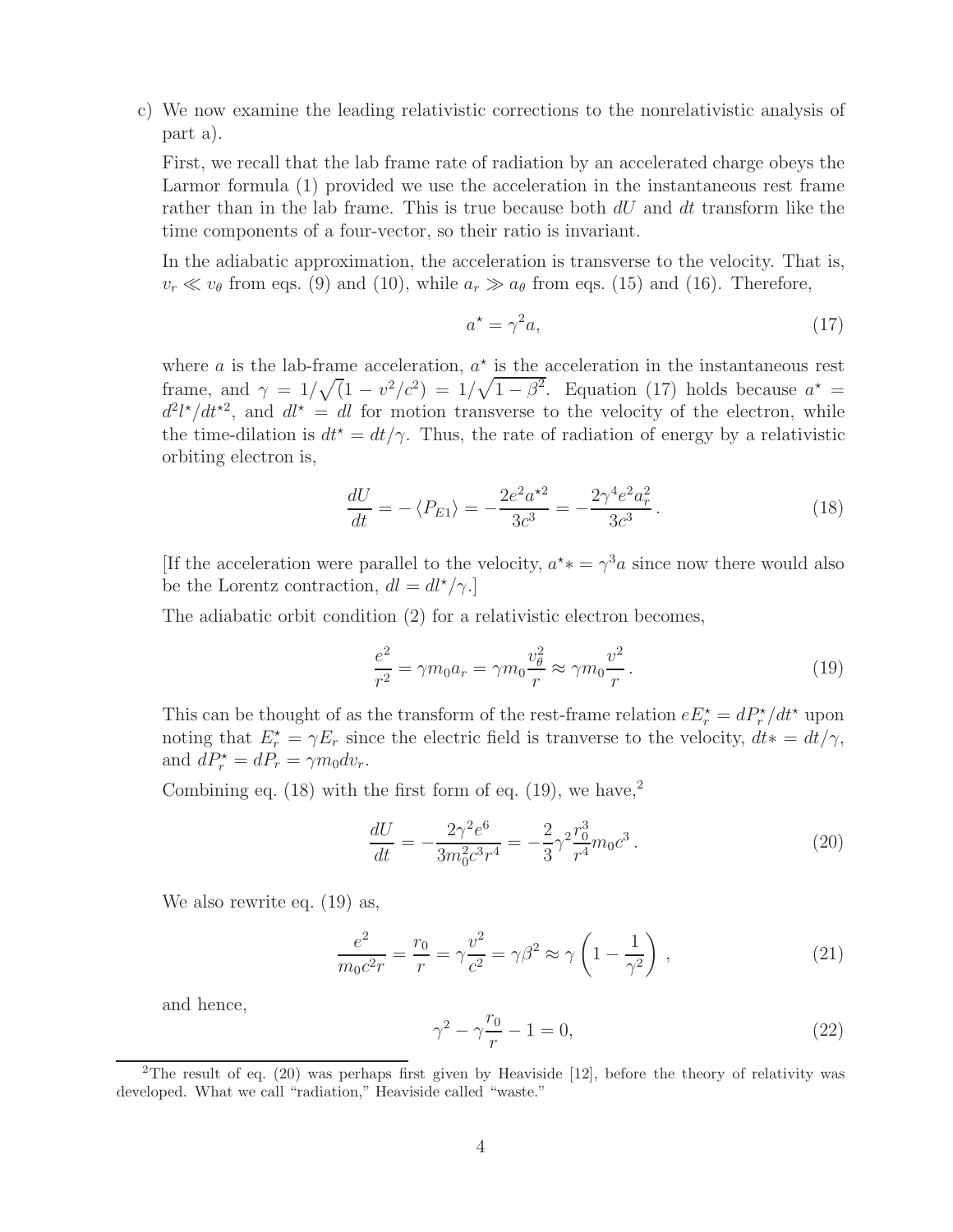c) We now examine the leading relativistic corrections to the nonrelativistic analysis of part a).

First, we recall that the lab frame rate of radiation by an accelerated charge obeys the Larmor formula (1) provided we use the acceleration in the instantaneous rest frame rather than in the lab frame. This is true because both $dU$ and $dt$ transform like the time components of a four-vector, so their ratio is invariant.

In the adiabatic approximation, the acceleration is transverse to the velocity. That is, $v_r \ll v_\theta$ from eqs. (9) and (10), while $a_r \gg a_\theta$ from eqs. (15) and (16). Therefore,

$$a^\star = \gamma^2 a, \tag{17}$$

where $a$ is the lab-frame acceleration, $a^\star$ is the acceleration in the instantaneous rest frame, and $\gamma = 1/\sqrt{(}1 - v^2/c^2) = 1/\sqrt{1-\beta^2}$. Equation (17) holds because $a^\star = d^2l^\star/dt^{\star 2}$, and $dl^\star = dl$ for motion transverse to the velocity of the electron, while the time-dilation is $dt^\star = dt/\gamma$. Thus, the rate of radiation of energy by a relativistic orbiting electron is,

$$\frac{dU}{dt} = -\left\langle P_{E1} \right\rangle = -\frac{2e^2 a^{\star 2}}{3c^3} = -\frac{2\gamma^4 e^2 a_r^2}{3c^3}. \tag{18}$$

[If the acceleration were parallel to the velocity, $a^\star * = \gamma^3 a$ since now there would also be the Lorentz contraction, $dl = dl^\star/\gamma$.]

The adiabatic orbit condition (2) for a relativistic electron becomes,

$$\frac{e^2}{r^2} = \gamma m_0 a_r = \gamma m_0 \frac{v_\theta^2}{r} \approx \gamma m_0 \frac{v^2}{r}. \tag{19}$$

This can be thought of as the transform of the rest-frame relation $eE_r^\star = dP_r^\star/dt^\star$ upon noting that $E_r^\star = \gamma E_r$ since the electric field is tranverse to the velocity, $dt* = dt/\gamma$, and $dP_r^\star = dP_r = \gamma m_0 dv_r$.

Combining eq. (18) with the first form of eq. (19), we have,[2]

$$\frac{dU}{dt} = -\frac{2\gamma^2 e^6}{3m_0^2 c^3 r^4} = -\frac{2}{3}\gamma^2 \frac{r_0^3}{r^4} m_0 c^3. \tag{20}$$

We also rewrite eq. (19) as,

$$\frac{e^2}{m_0 c^2 r} = \frac{r_0}{r} = \gamma \frac{v^2}{c^2} = \gamma \beta^2 \approx \gamma \left(1 - \frac{1}{\gamma^2}\right), \tag{21}$$

and hence,

$$\gamma^2 - \gamma \frac{r_0}{r} - 1 = 0, \tag{22}$$

[2]The result of eq. (20) was perhaps first given by Heaviside [12], before the theory of relativity was developed. What we call "radiation," Heaviside called "waste."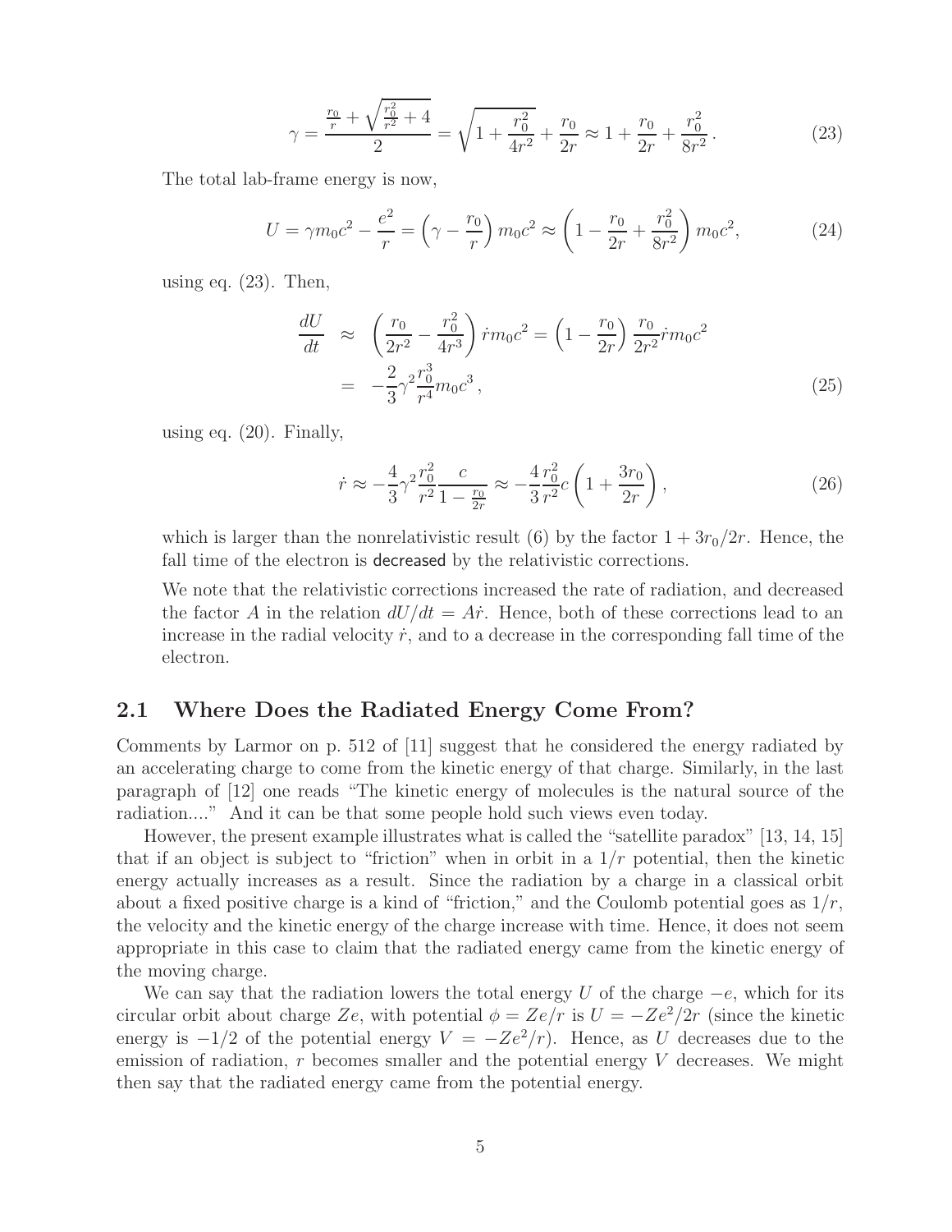$$\gamma = \frac{\frac{r_0}{r} + \sqrt{\frac{r_0^2}{r^2} + 4}}{2} = \sqrt{1 + \frac{r_0^2}{4r^2}} + \frac{r_0}{2r} \approx 1 + \frac{r_0}{2r} + \frac{r_0^2}{8r^2}\,. \tag{23}$$

The total lab-frame energy is now,

$$U = \gamma m_0 c^2 - \frac{e^2}{r} = \left(\gamma - \frac{r_0}{r}\right) m_0 c^2 \approx \left(1 - \frac{r_0}{2r} + \frac{r_0^2}{8r^2}\right) m_0 c^2, \tag{24}$$

using eq. (23). Then,

$$\begin{aligned} \frac{dU}{dt} &\approx \left(\frac{r_0}{2r^2} - \frac{r_0^2}{4r^3}\right) \dot{r} m_0 c^2 = \left(1 - \frac{r_0}{2r}\right) \frac{r_0}{2r^2} \dot{r} m_0 c^2 \\ &= -\frac{2}{3}\gamma^2 \frac{r_0^3}{r^4} m_0 c^3\,, \end{aligned} \tag{25}$$

using eq. (20). Finally,

$$\dot{r} \approx -\frac{4}{3}\gamma^2 \frac{r_0^2}{r^2} \frac{c}{1 - \frac{r_0}{2r}} \approx -\frac{4}{3} \frac{r_0^2}{r^2} c \left(1 + \frac{3r_0}{2r}\right), \tag{26}$$

which is larger than the nonrelativistic result (6) by the factor $1 + 3r_0/2r$. Hence, the fall time of the electron is decreased by the relativistic corrections.

We note that the relativistic corrections increased the rate of radiation, and decreased the factor $A$ in the relation $dU/dt = A\dot{r}$. Hence, both of these corrections lead to an increase in the radial velocity $\dot{r}$, and to a decrease in the corresponding fall time of the electron.

## 2.1 Where Does the Radiated Energy Come From?

Comments by Larmor on p. 512 of [11] suggest that he considered the energy radiated by an accelerating charge to come from the kinetic energy of that charge. Similarly, in the last paragraph of [12] one reads "The kinetic energy of molecules is the natural source of the radiation...." And it can be that some people hold such views even today.

However, the present example illustrates what is called the "satellite paradox" [13, 14, 15] that if an object is subject to "friction" when in orbit in a $1/r$ potential, then the kinetic energy actually increases as a result. Since the radiation by a charge in a classical orbit about a fixed positive charge is a kind of "friction," and the Coulomb potential goes as $1/r$, the velocity and the kinetic energy of the charge increase with time. Hence, it does not seem appropriate in this case to claim that the radiated energy came from the kinetic energy of the moving charge.

We can say that the radiation lowers the total energy $U$ of the charge $-e$, which for its circular orbit about charge $Ze$, with potential $\phi = Ze/r$ is $U = -Ze^2/2r$ (since the kinetic energy is $-1/2$ of the potential energy $V = -Ze^2/r$). Hence, as $U$ decreases due to the emission of radiation, $r$ becomes smaller and the potential energy $V$ decreases. We might then say that the radiated energy came from the potential energy.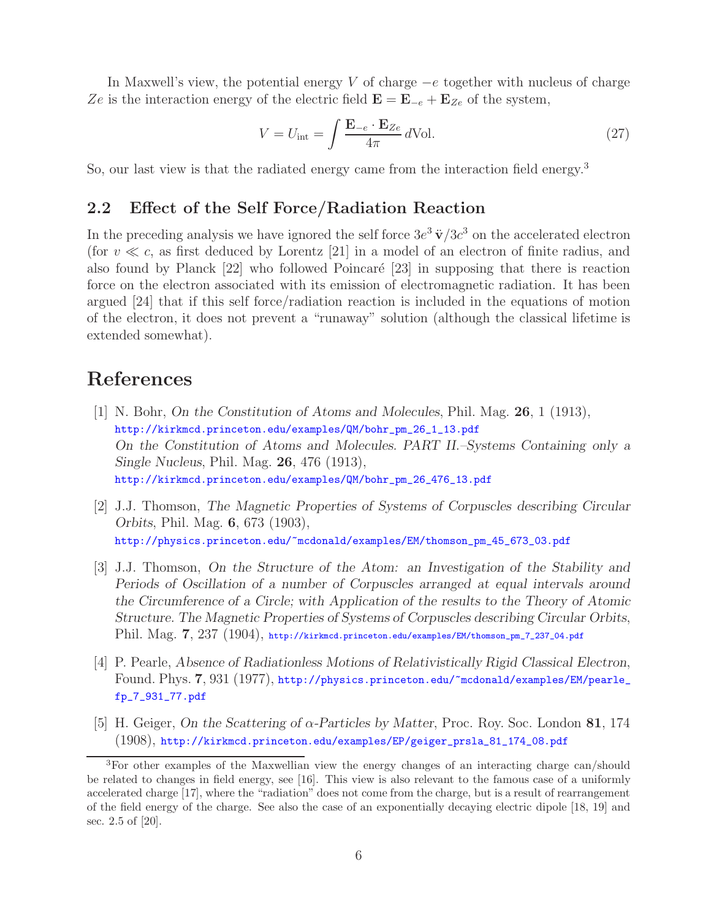In Maxwell's view, the potential energy $V$ of charge $-e$ together with nucleus of charge $Ze$ is the interaction energy of the electric field $\mathbf{E} = \mathbf{E}_{-e} + \mathbf{E}_{Ze}$ of the system,

$$V = U_{\rm int} = \int \frac{\mathbf{E}_{-e} \cdot \mathbf{E}_{Ze}}{4\pi} \, d\text{Vol}. \tag{27}$$

So, our last view is that the radiated energy came from the interaction field energy.[3]

### 2.2 Effect of the Self Force/Radiation Reaction

In the preceding analysis we have ignored the self force $3e^3\,\ddot{\mathbf{v}}/3c^3$ on the accelerated electron (for $v \ll c$, as first deduced by Lorentz [21] in a model of an electron of finite radius, and also found by Planck [22] who followed Poincaré [23] in supposing that there is reaction force on the electron associated with its emission of electromagnetic radiation. It has been argued [24] that if this self force/radiation reaction is included in the equations of motion of the electron, it does not prevent a "runaway" solution (although the classical lifetime is extended somewhat).

## References

[1] N. Bohr, *On the Constitution of Atoms and Molecules*, Phil. Mag. **26**, 1 (1913), http://kirkmcd.princeton.edu/examples/QM/bohr_pm_26_1_13.pdf
*On the Constitution of Atoms and Molecules. PART II.–Systems Containing only a Single Nucleus*, Phil. Mag. **26**, 476 (1913), http://kirkmcd.princeton.edu/examples/QM/bohr_pm_26_476_13.pdf

[2] J.J. Thomson, *The Magnetic Properties of Systems of Corpuscles describing Circular Orbits*, Phil. Mag. **6**, 673 (1903), http://physics.princeton.edu/~mcdonald/examples/EM/thomson_pm_45_673_03.pdf

[3] J.J. Thomson, *On the Structure of the Atom: an Investigation of the Stability and Periods of Oscillation of a number of Corpuscles arranged at equal intervals around the Circumference of a Circle; with Application of the results to the Theory of Atomic Structure. The Magnetic Properties of Systems of Corpuscles describing Circular Orbits*, Phil. Mag. **7**, 237 (1904), http://kirkmcd.princeton.edu/examples/EM/thomson_pm_7_237_04.pdf

[4] P. Pearle, *Absence of Radiationless Motions of Relativistically Rigid Classical Electron*, Found. Phys. **7**, 931 (1977), http://physics.princeton.edu/~mcdonald/examples/EM/pearle_fp_7_931_77.pdf

[5] H. Geiger, *On the Scattering of $\alpha$-Particles by Matter*, Proc. Roy. Soc. London **81**, 174 (1908), http://kirkmcd.princeton.edu/examples/EP/geiger_prsla_81_174_08.pdf

[3] For other examples of the Maxwellian view the energy changes of an interacting charge can/should be related to changes in field energy, see [16]. This view is also relevant to the famous case of a uniformly accelerated charge [17], where the "radiation" does not come from the charge, but is a result of rearrangement of the field energy of the charge. See also the case of an exponentially decaying electric dipole [18, 19] and sec. 2.5 of [20].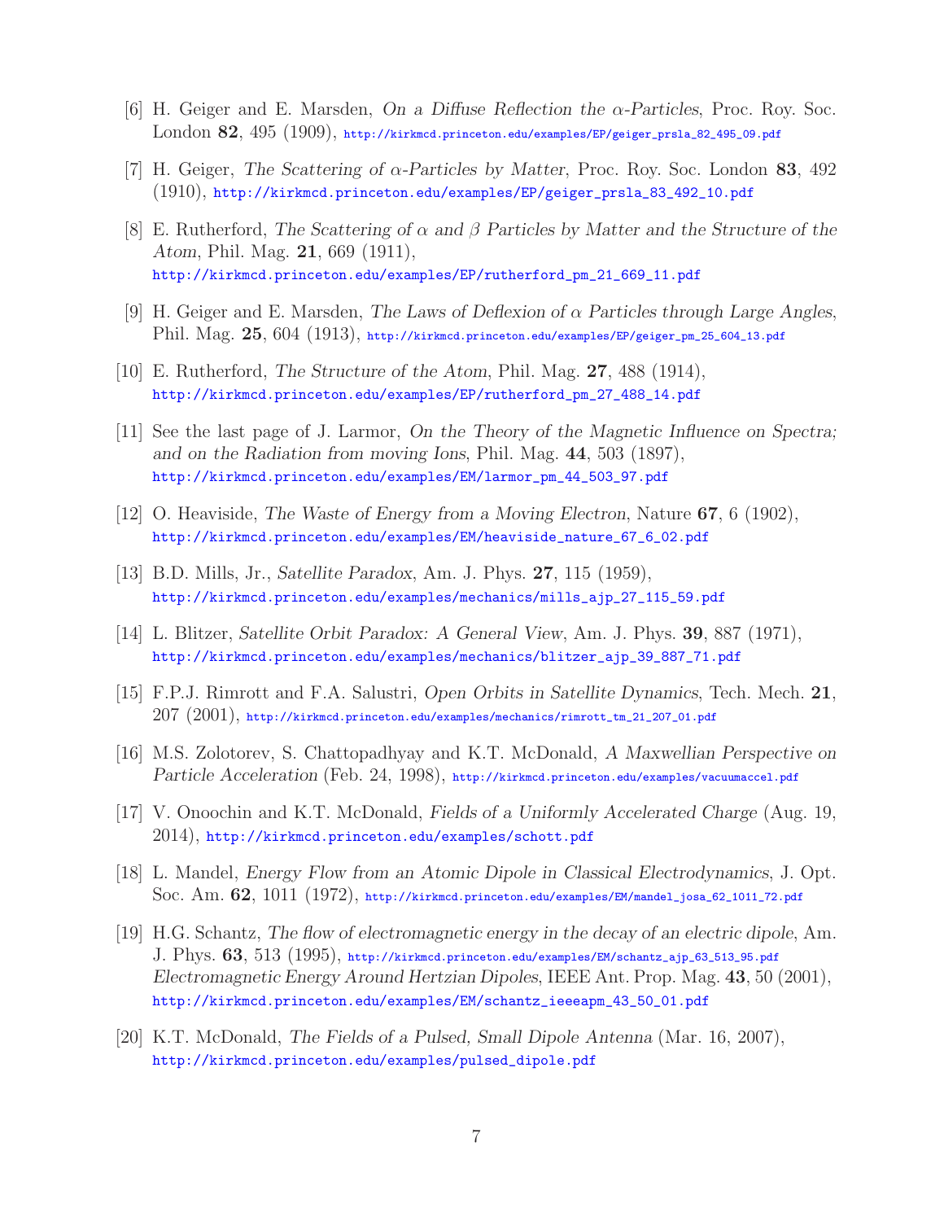[6] H. Geiger and E. Marsden, *On a Diffuse Reflection the $\alpha$-Particles*, Proc. Roy. Soc. London **82**, 495 (1909), http://kirkmcd.princeton.edu/examples/EP/geiger_prsla_82_495_09.pdf

[7] H. Geiger, *The Scattering of $\alpha$-Particles by Matter*, Proc. Roy. Soc. London **83**, 492 (1910), http://kirkmcd.princeton.edu/examples/EP/geiger_prsla_83_492_10.pdf

[8] E. Rutherford, *The Scattering of $\alpha$ and $\beta$ Particles by Matter and the Structure of the Atom*, Phil. Mag. **21**, 669 (1911), http://kirkmcd.princeton.edu/examples/EP/rutherford_pm_21_669_11.pdf

[9] H. Geiger and E. Marsden, *The Laws of Deflexion of $\alpha$ Particles through Large Angles*, Phil. Mag. **25**, 604 (1913), http://kirkmcd.princeton.edu/examples/EP/geiger_pm_25_604_13.pdf

[10] E. Rutherford, *The Structure of the Atom*, Phil. Mag. **27**, 488 (1914), http://kirkmcd.princeton.edu/examples/EP/rutherford_pm_27_488_14.pdf

[11] See the last page of J. Larmor, *On the Theory of the Magnetic Influence on Spectra; and on the Radiation from moving Ions*, Phil. Mag. **44**, 503 (1897), http://kirkmcd.princeton.edu/examples/EM/larmor_pm_44_503_97.pdf

[12] O. Heaviside, *The Waste of Energy from a Moving Electron*, Nature **67**, 6 (1902), http://kirkmcd.princeton.edu/examples/EM/heaviside_nature_67_6_02.pdf

[13] B.D. Mills, Jr., *Satellite Paradox*, Am. J. Phys. **27**, 115 (1959), http://kirkmcd.princeton.edu/examples/mechanics/mills_ajp_27_115_59.pdf

[14] L. Blitzer, *Satellite Orbit Paradox: A General View*, Am. J. Phys. **39**, 887 (1971), http://kirkmcd.princeton.edu/examples/mechanics/blitzer_ajp_39_887_71.pdf

[15] F.P.J. Rimrott and F.A. Salustri, *Open Orbits in Satellite Dynamics*, Tech. Mech. **21**, 207 (2001), http://kirkmcd.princeton.edu/examples/mechanics/rimrott_tm_21_207_01.pdf

[16] M.S. Zolotorev, S. Chattopadhyay and K.T. McDonald, *A Maxwellian Perspective on Particle Acceleration* (Feb. 24, 1998), http://kirkmcd.princeton.edu/examples/vacuumaccel.pdf

[17] V. Onoochin and K.T. McDonald, *Fields of a Uniformly Accelerated Charge* (Aug. 19, 2014), http://kirkmcd.princeton.edu/examples/schott.pdf

[18] L. Mandel, *Energy Flow from an Atomic Dipole in Classical Electrodynamics*, J. Opt. Soc. Am. **62**, 1011 (1972), http://kirkmcd.princeton.edu/examples/EM/mandel_josa_62_1011_72.pdf

[19] H.G. Schantz, *The flow of electromagnetic energy in the decay of an electric dipole*, Am. J. Phys. **63**, 513 (1995), http://kirkmcd.princeton.edu/examples/EM/schantz_ajp_63_513_95.pdf
*Electromagnetic Energy Around Hertzian Dipoles*, IEEE Ant. Prop. Mag. **43**, 50 (2001), http://kirkmcd.princeton.edu/examples/EM/schantz_ieeeapm_43_50_01.pdf

[20] K.T. McDonald, *The Fields of a Pulsed, Small Dipole Antenna* (Mar. 16, 2007), http://kirkmcd.princeton.edu/examples/pulsed_dipole.pdf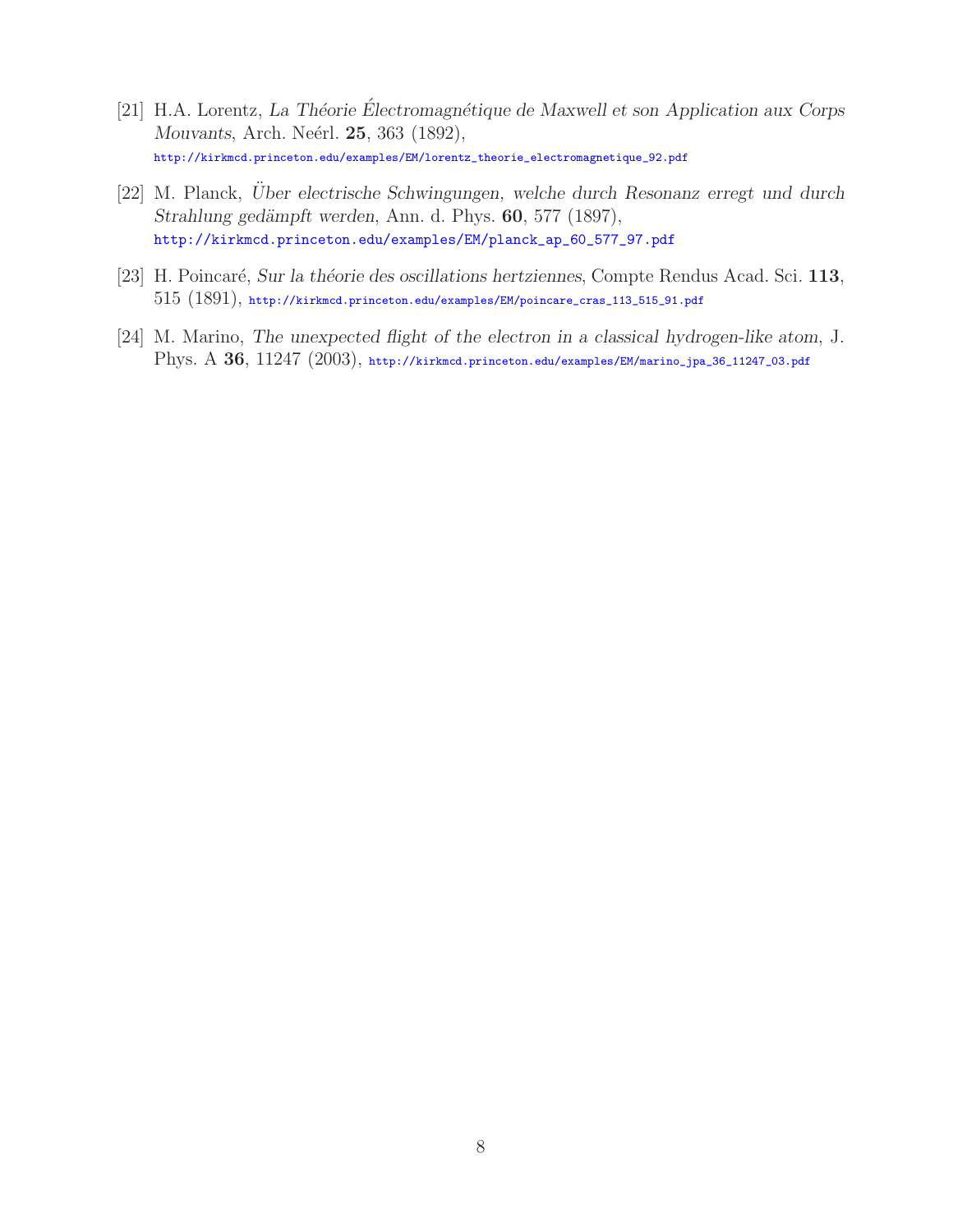[21] H.A. Lorentz, *La Théorie Électromagnétique de Maxwell et son Application aux Corps Mouvants*, Arch. Neérl. **25**, 363 (1892),
http://kirkmcd.princeton.edu/examples/EM/lorentz_theorie_electromagnetique_92.pdf

[22] M. Planck, *Über electrische Schwingungen, welche durch Resonanz erregt und durch Strahlung gedämpft werden*, Ann. d. Phys. **60**, 577 (1897),
http://kirkmcd.princeton.edu/examples/EM/planck_ap_60_577_97.pdf

[23] H. Poincaré, *Sur la théorie des oscillations hertziennes*, Compte Rendus Acad. Sci. **113**, 515 (1891), http://kirkmcd.princeton.edu/examples/EM/poincare_cras_113_515_91.pdf

[24] M. Marino, *The unexpected flight of the electron in a classical hydrogen-like atom*, J. Phys. A **36**, 11247 (2003), http://kirkmcd.princeton.edu/examples/EM/marino_jpa_36_11247_03.pdf